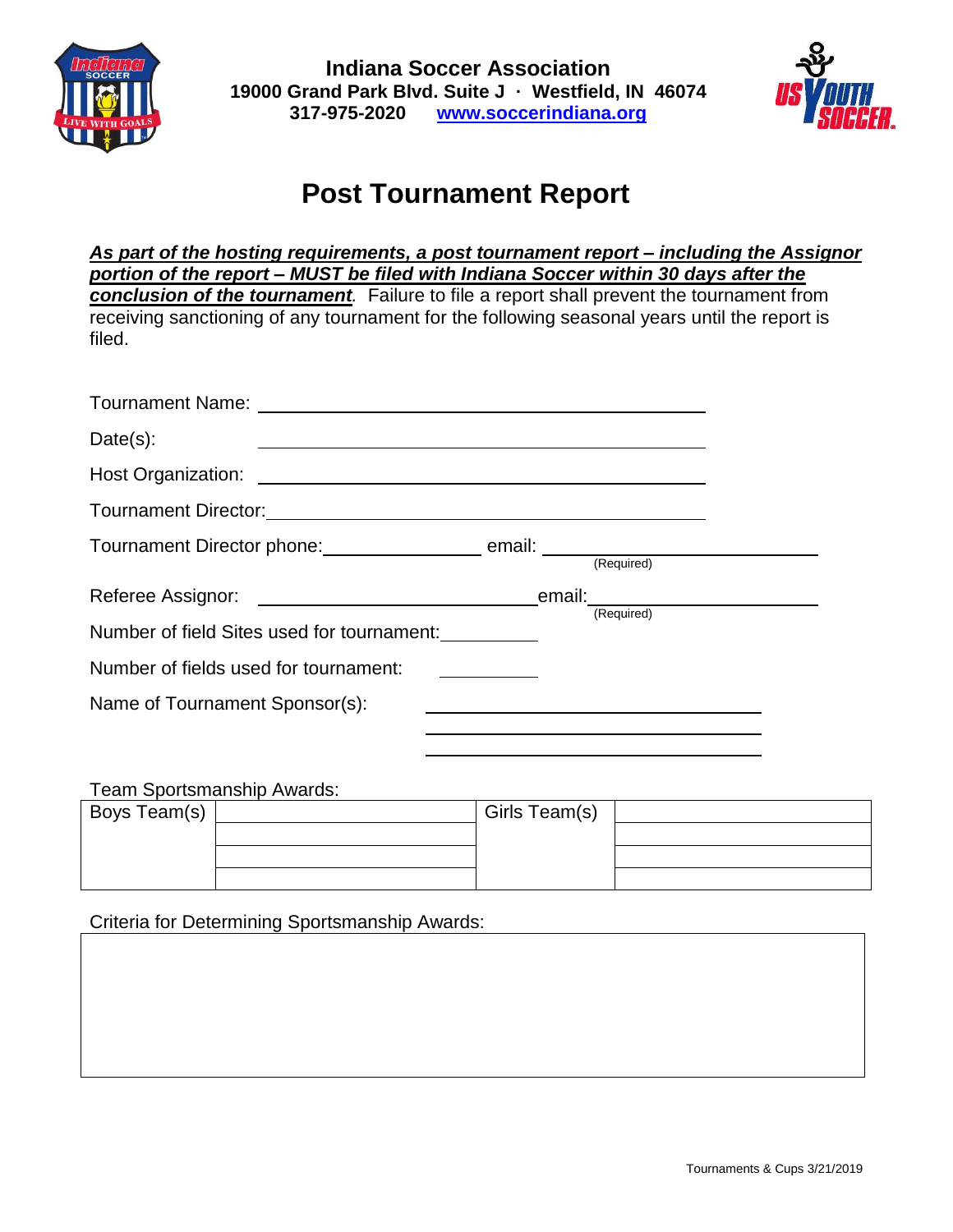**Indiana Soccer Association**
**19000 Grand Park Blvd. Suite J · Westfield, IN 46074**
**317-975-2020 [www.soccerindiana.org](http://www.soccerindiana.org)**

# Post Tournament Report

***As part of the hosting requirements, a post tournament report – including the Assignor portion of the report – MUST be filed with Indiana Soccer within 30 days after the conclusion of the tournament***. Failure to file a report shall prevent the tournament from receiving sanctioning of any tournament for the following seasonal years until the report is filed.

Tournament Name: ______________________________

Date(s): ______________________________

Host Organization: ______________________________

Tournament Director: ______________________________

Tournament Director phone: ______________ email: ______________________ (Required)

Referee Assignor: ______________________ email: ______________________ (Required)

Number of field Sites used for tournament: __________

Number of fields used for tournament: __________

Name of Tournament Sponsor(s): ______________________________

______________________________

______________________________

Team Sportsmanship Awards:

| Boys Team(s) | | Girls Team(s) | |
|---|---|---|---|
| | | | |
| | | | |
| | | | |

Criteria for Determining Sportsmanship Awards:

| |
|---|
| |

Tournaments & Cups 3/21/2019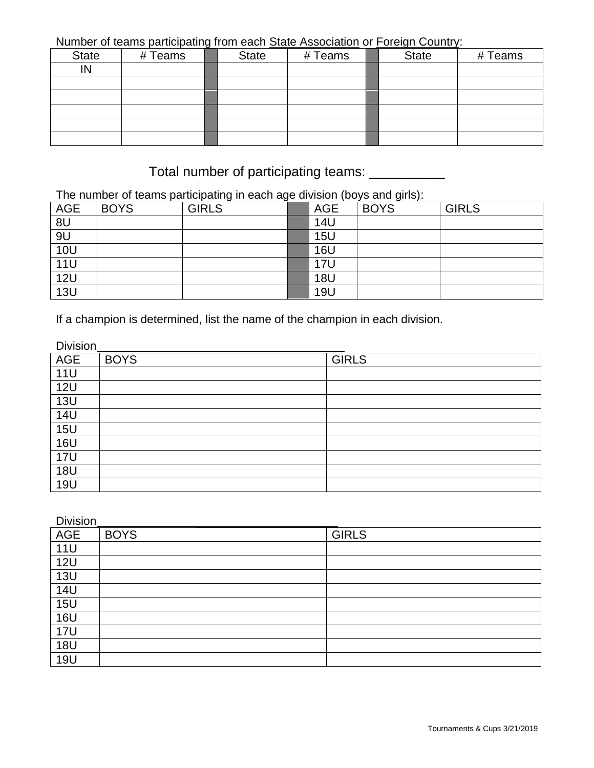Number of teams participating from each State Association or Foreign Country:

| State | # Teams | | State | # Teams | | State | # Teams |
|---|---|---|---|---|---|---|---|
| IN | | | | | | | |
| | | | | | | | |
| | | | | | | | |
| | | | | | | | |
| | | | | | | | |
| | | | | | | | |

Total number of participating teams: __________

The number of teams participating in each age division (boys and girls):

| AGE | BOYS | GIRLS | | AGE | BOYS | GIRLS |
|---|---|---|---|---|---|---|
| 8U | | | | 14U | | |
| 9U | | | | 15U | | |
| 10U | | | | 16U | | |
| 11U | | | | 17U | | |
| 12U | | | | 18U | | |
| 13U | | | | 19U | | |

If a champion is determined, list the name of the champion in each division.

Division______________________________________

| AGE | BOYS | GIRLS |
|---|---|---|
| 11U | | |
| 12U | | |
| 13U | | |
| 14U | | |
| 15U | | |
| 16U | | |
| 17U | | |
| 18U | | |
| 19U | | |

Division______________________________________

| AGE | BOYS | GIRLS |
|---|---|---|
| 11U | | |
| 12U | | |
| 13U | | |
| 14U | | |
| 15U | | |
| 16U | | |
| 17U | | |
| 18U | | |
| 19U | | |

Tournaments & Cups 3/21/2019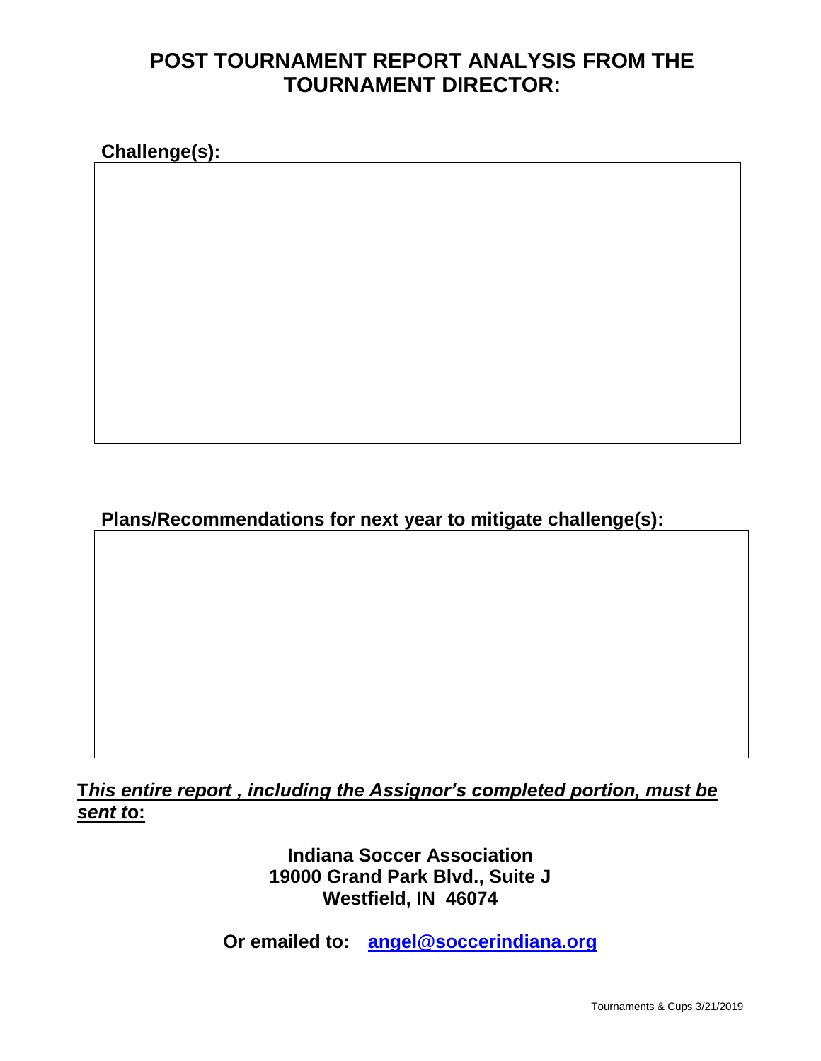# POST TOURNAMENT REPORT ANALYSIS FROM THE TOURNAMENT DIRECTOR:

**Challenge(s):**

**Plans/Recommendations for next year to mitigate challenge(s):**

***This entire report , including the Assignor's completed portion, must be sent to:***

**Indiana Soccer Association**
**19000 Grand Park Blvd., Suite J**
**Westfield, IN 46074**

**Or emailed to: angel@soccerindiana.org**

Tournaments & Cups 3/21/2019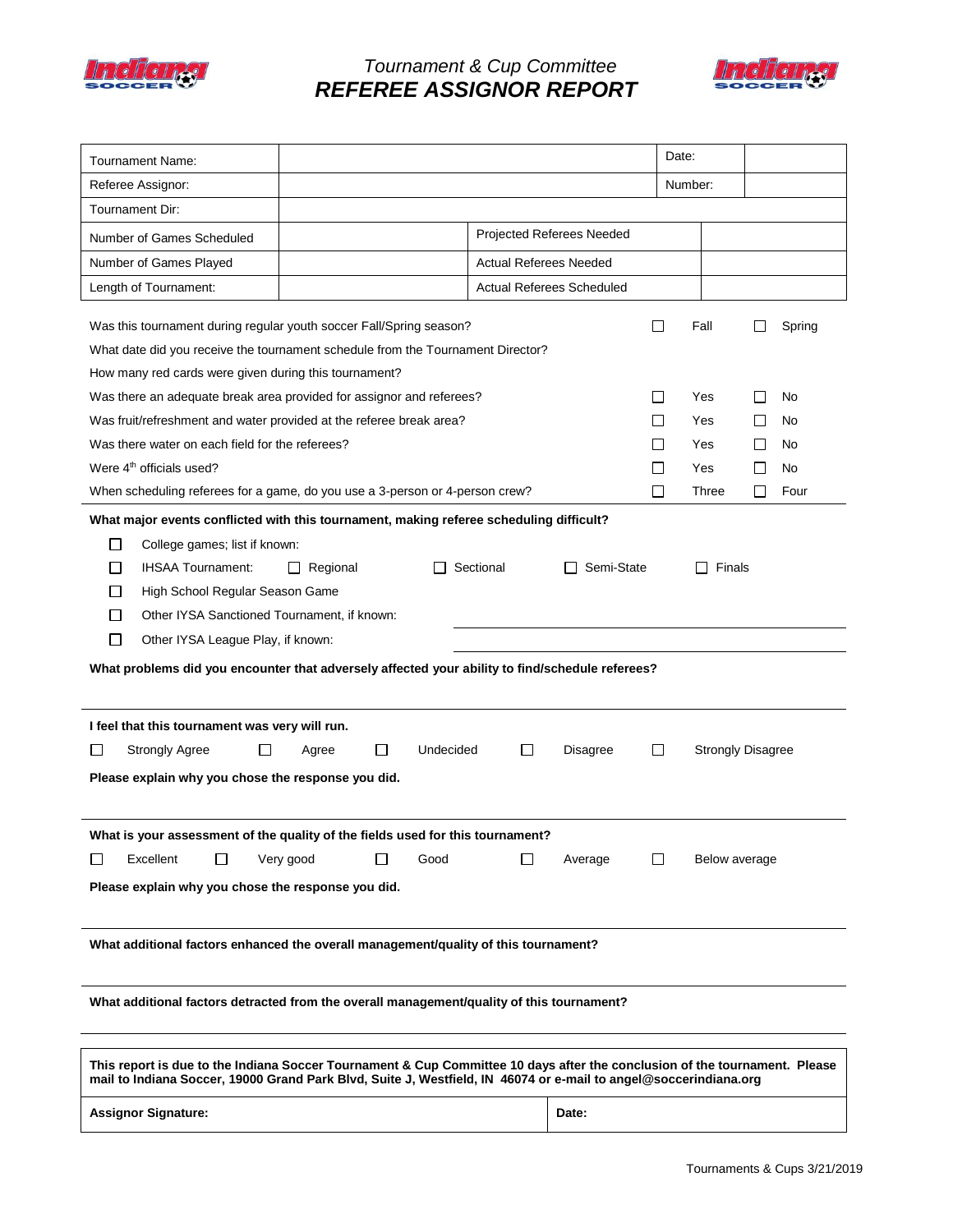*Tournament & Cup Committee*

# *REFEREE ASSIGNOR REPORT*

| | | | | |
|---|---|---|---|---|
| Tournament Name: | | | Date: | |
| Referee Assignor: | | | Number: | |
| Tournament Dir: | | | | |
| Number of Games Scheduled | | Projected Referees Needed | | |
| Number of Games Played | | Actual Referees Needed | | |
| Length of Tournament: | | Actual Referees Scheduled | | |

| | | |
|---|---|---|
| Was this tournament during regular youth soccer Fall/Spring season? | ☐ Fall | ☐ Spring |
| What date did you receive the tournament schedule from the Tournament Director? | | |
| How many red cards were given during this tournament? | | |
| Was there an adequate break area provided for assignor and referees? | ☐ Yes | ☐ No |
| Was fruit/refreshment and water provided at the referee break area? | ☐ Yes | ☐ No |
| Was there water on each field for the referees? | ☐ Yes | ☐ No |
| Were 4th officials used? | ☐ Yes | ☐ No |
| When scheduling referees for a game, do you use a 3-person or 4-person crew? | ☐ Three | ☐ Four |

**What major events conflicted with this tournament, making referee scheduling difficult?**

- ☐ College games; list if known:
- ☐ IHSAA Tournament: ☐ Regional ☐ Sectional ☐ Semi-State ☐ Finals
- ☐ High School Regular Season Game
- ☐ Other IYSA Sanctioned Tournament, if known: ______________________
- ☐ Other IYSA League Play, if known: ______________________

**What problems did you encounter that adversely affected your ability to find/schedule referees?**

**I feel that this tournament was very will run.**

☐ Strongly Agree ☐ Agree ☐ Undecided ☐ Disagree ☐ Strongly Disagree

**Please explain why you chose the response you did.**

**What is your assessment of the quality of the fields used for this tournament?**

☐ Excellent ☐ Very good ☐ Good ☐ Average ☐ Below average

**Please explain why you chose the response you did.**

**What additional factors enhanced the overall management/quality of this tournament?**

**What additional factors detracted from the overall management/quality of this tournament?**

**This report is due to the Indiana Soccer Tournament & Cup Committee 10 days after the conclusion of the tournament. Please mail to Indiana Soccer, 19000 Grand Park Blvd, Suite J, Westfield, IN 46074 or e-mail to angel@soccerindiana.org**

| | |
|---|---|
| **Assignor Signature:** | **Date:** |

Tournaments & Cups 3/21/2019